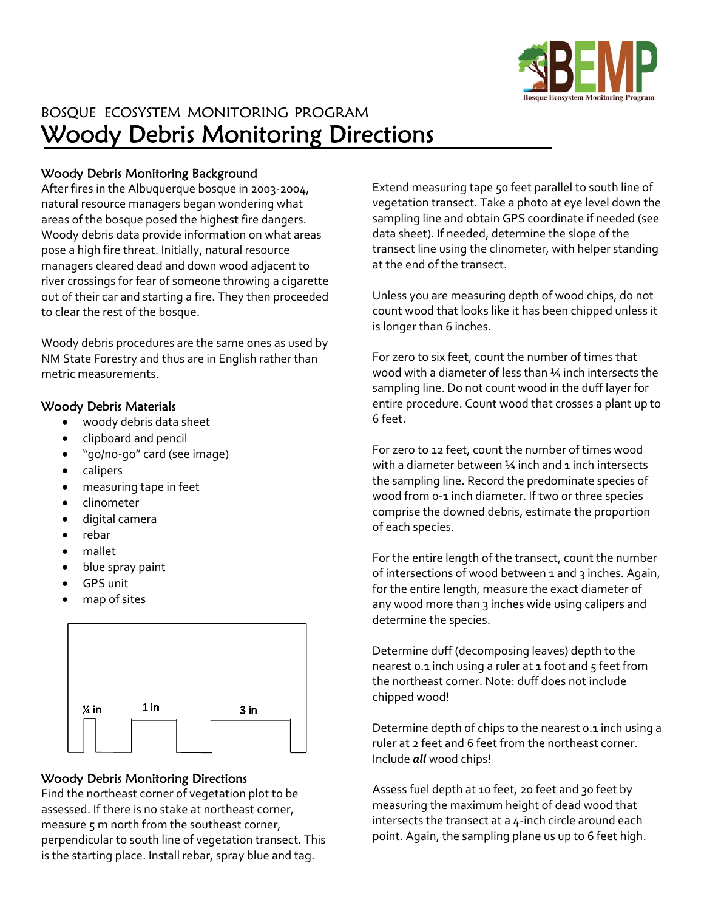BOSQUE ECOSYSTEM MONITORING PROGRAM

# Woody Debris Monitoring Directions

## Woody Debris Monitoring Background

After fires in the Albuquerque bosque in 2003-2004, natural resource managers began wondering what areas of the bosque posed the highest fire dangers. Woody debris data provide information on what areas pose a high fire threat. Initially, natural resource managers cleared dead and down wood adjacent to river crossings for fear of someone throwing a cigarette out of their car and starting a fire. They then proceeded to clear the rest of the bosque.

Woody debris procedures are the same ones as used by NM State Forestry and thus are in English rather than metric measurements.

## Woody Debris Materials

- woody debris data sheet
- clipboard and pencil
- "go/no-go" card (see image)
- calipers
- measuring tape in feet
- clinometer
- digital camera
- rebar
- mallet
- blue spray paint
- GPS unit
- map of sites

¼ in     1 in     3 in

## Woody Debris Monitoring Directions

Find the northeast corner of vegetation plot to be assessed. If there is no stake at northeast corner, measure 5 m north from the southeast corner, perpendicular to south line of vegetation transect. This is the starting place. Install rebar, spray blue and tag.

Extend measuring tape 50 feet parallel to south line of vegetation transect. Take a photo at eye level down the sampling line and obtain GPS coordinate if needed (see data sheet). If needed, determine the slope of the transect line using the clinometer, with helper standing at the end of the transect.

Unless you are measuring depth of wood chips, do not count wood that looks like it has been chipped unless it is longer than 6 inches.

For zero to six feet, count the number of times that wood with a diameter of less than ¼ inch intersects the sampling line. Do not count wood in the duff layer for entire procedure. Count wood that crosses a plant up to 6 feet.

For zero to 12 feet, count the number of times wood with a diameter between ¼ inch and 1 inch intersects the sampling line. Record the predominate species of wood from 0-1 inch diameter. If two or three species comprise the downed debris, estimate the proportion of each species.

For the entire length of the transect, count the number of intersections of wood between 1 and 3 inches. Again, for the entire length, measure the exact diameter of any wood more than 3 inches wide using calipers and determine the species.

Determine duff (decomposing leaves) depth to the nearest 0.1 inch using a ruler at 1 foot and 5 feet from the northeast corner. Note: duff does not include chipped wood!

Determine depth of chips to the nearest 0.1 inch using a ruler at 2 feet and 6 feet from the northeast corner. Include ***all*** wood chips!

Assess fuel depth at 10 feet, 20 feet and 30 feet by measuring the maximum height of dead wood that intersects the transect at a 4-inch circle around each point. Again, the sampling plane us up to 6 feet high.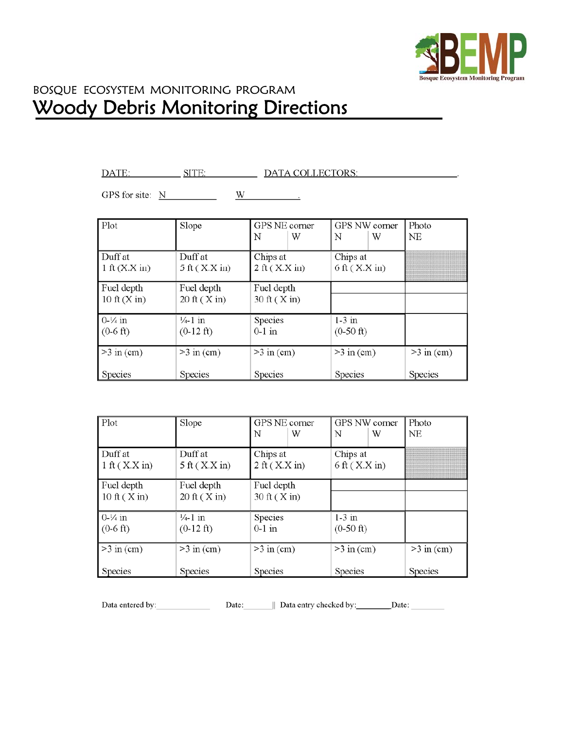BOSQUE ECOSYSTEM MONITORING PROGRAM

# Woody Debris Monitoring Directions

DATE:____________ SITE:__________ DATA COLLECTORS:_________________________.

GPS for site: N___________ W___________.

| | | | | |
|---|---|---|---|---|
| Plot | Slope | GPS NE corner<br>N W | GPS NW corner<br>N W | Photo<br>NE |
| Duff at<br>1 ft (X.X in) | Duff at<br>5 ft ( X.X in) | Chips at<br>2 ft ( X.X in) | Chips at<br>6 ft ( X.X in) | |
| Fuel depth<br>10 ft (X in) | Fuel depth<br>20 ft ( X in) | Fuel depth<br>30 ft ( X in) | | |
| 0-¼ in<br>(0-6 ft) | ¼-1 in<br>(0-12 ft) | Species<br>0-1 in | 1-3 in<br>(0-50 ft) | |
| >3 in (cm)<br><br>Species | >3 in (cm)<br><br>Species | >3 in (cm)<br><br>Species | >3 in (cm)<br><br>Species | >3 in (cm)<br><br>Species |

| | | | | |
|---|---|---|---|---|
| Plot | Slope | GPS NE corner<br>N W | GPS NW corner<br>N W | Photo<br>NE |
| Duff at<br>1 ft ( X.X in) | Duff at<br>5 ft ( X.X in) | Chips at<br>2 ft ( X.X in) | Chips at<br>6 ft ( X.X in) | |
| Fuel depth<br>10 ft ( X in) | Fuel depth<br>20 ft ( X in) | Fuel depth<br>30 ft ( X in) | | |
| 0-¼ in<br>(0-6 ft) | ¼-1 in<br>(0-12 ft) | Species<br>0-1 in | 1-3 in<br>(0-50 ft) | |
| >3 in (cm)<br><br>Species | >3 in (cm)<br><br>Species | >3 in (cm)<br><br>Species | >3 in (cm)<br><br>Species | >3 in (cm)<br><br>Species |

Data entered by:____________ Date:_______ || Data entry checked by:________ Date: ________